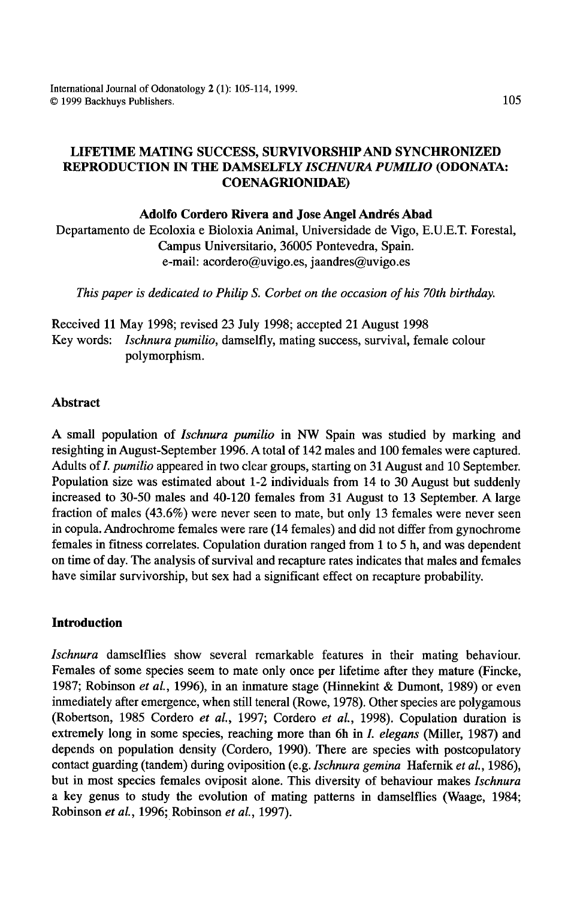# LIFETIME MATING SUCCESS, SURVIVORSHIP AND SYNCHRONIZED REPRODUCTION IN THE DAMSELFLY *ISCHNURA PUMILIO* (ODONATA: COENAGRIONIDAE)

**Adolfo Cordero Rivera and Jose Angel Andrés Abad**

Departamento de Ecoloxia e Bioloxia Animal, Universidade de Vigo, E.U.E.T. Forestal, Campus Universitario, 36005 Pontevedra, Spain.
e-mail: acordero@uvigo.es, jaandres@uvigo.es

*This paper is dedicated to Philip S. Corbet on the occasion of his 70th birthday.*

Received 11 May 1998; revised 23 July 1998; accepted 21 August 1998

Key words: *Ischnura pumilio*, damselfly, mating success, survival, female colour polymorphism.

## Abstract

A small population of *Ischnura pumilio* in NW Spain was studied by marking and resighting in August-September 1996. A total of 142 males and 100 females were captured. Adults of *I. pumilio* appeared in two clear groups, starting on 31 August and 10 September. Population size was estimated about 1-2 individuals from 14 to 30 August but suddenly increased to 30-50 males and 40-120 females from 31 August to 13 September. A large fraction of males (43.6%) were never seen to mate, but only 13 females were never seen in copula. Androchrome females were rare (14 females) and did not differ from gynochrome females in fitness correlates. Copulation duration ranged from 1 to 5 h, and was dependent on time of day. The analysis of survival and recapture rates indicates that males and females have similar survivorship, but sex had a significant effect on recapture probability.

## Introduction

*Ischnura* damselflies show several remarkable features in their mating behaviour. Females of some species seem to mate only once per lifetime after they mature (Fincke, 1987; Robinson *et al.*, 1996), in an inmature stage (Hinnekint & Dumont, 1989) or even inmediately after emergence, when still teneral (Rowe, 1978). Other species are polygamous (Robertson, 1985 Cordero *et al.*, 1997; Cordero *et al.*, 1998). Copulation duration is extremely long in some species, reaching more than 6h in *I. elegans* (Miller, 1987) and depends on population density (Cordero, 1990). There are species with postcopulatory contact guarding (tandem) during oviposition (e.g. *Ischnura gemina* Hafernik *et al.*, 1986), but in most species females oviposit alone. This diversity of behaviour makes *Ischnura* a key genus to study the evolution of mating patterns in damselflies (Waage, 1984; Robinson *et al.*, 1996; Robinson *et al.*, 1997).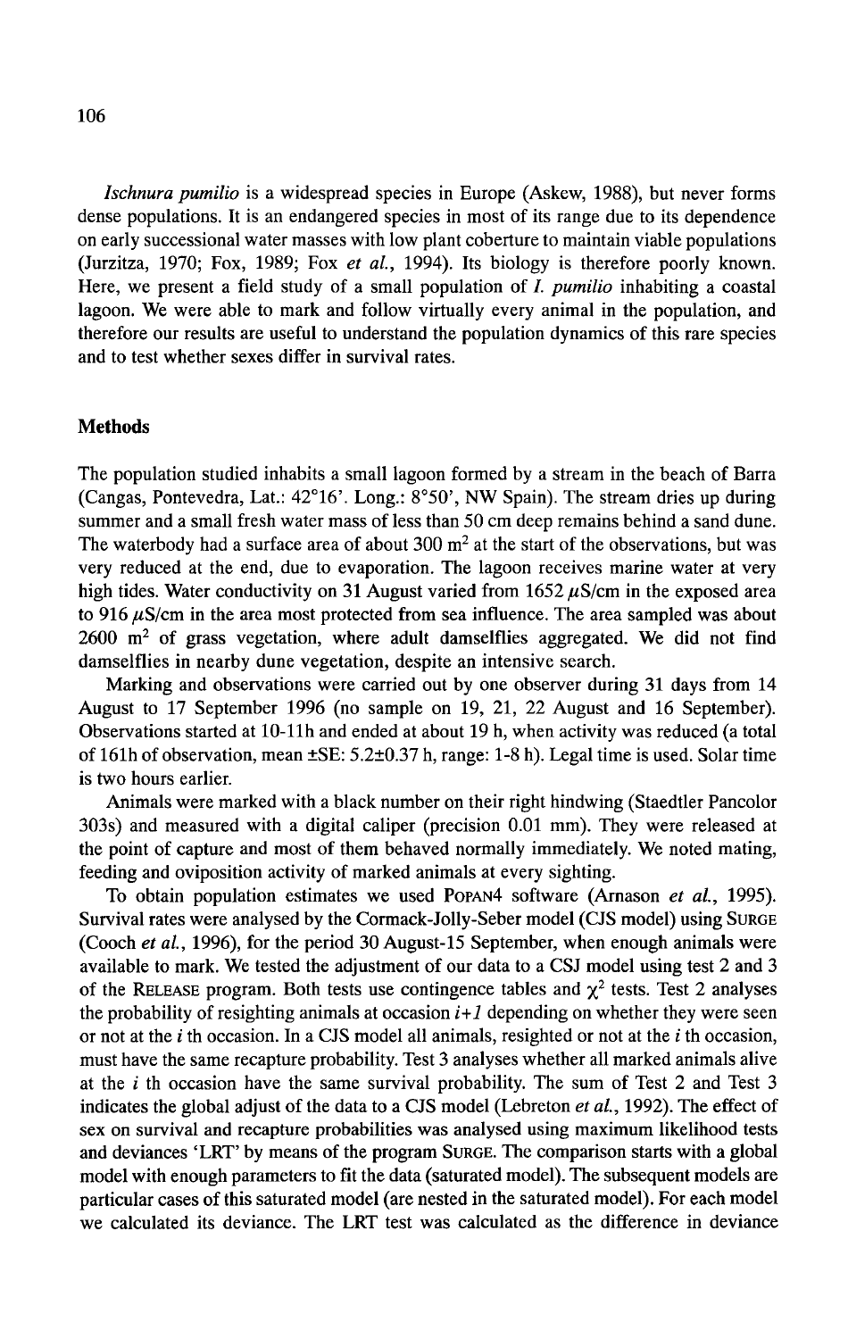*Ischnura pumilio* is a widespread species in Europe (Askew, 1988), but never forms dense populations. It is an endangered species in most of its range due to its dependence on early successional water masses with low plant coberture to maintain viable populations (Jurzitza, 1970; Fox, 1989; Fox *et al.*, 1994). Its biology is therefore poorly known. Here, we present a field study of a small population of *I. pumilio* inhabiting a coastal lagoon. We were able to mark and follow virtually every animal in the population, and therefore our results are useful to understand the population dynamics of this rare species and to test whether sexes differ in survival rates.

## Methods

The population studied inhabits a small lagoon formed by a stream in the beach of Barra (Cangas, Pontevedra, Lat.: 42°16'. Long.: 8°50', NW Spain). The stream dries up during summer and a small fresh water mass of less than 50 cm deep remains behind a sand dune. The waterbody had a surface area of about 300 m$^2$ at the start of the observations, but was very reduced at the end, due to evaporation. The lagoon receives marine water at very high tides. Water conductivity on 31 August varied from 1652 $\mu$S/cm in the exposed area to 916 $\mu$S/cm in the area most protected from sea influence. The area sampled was about 2600 m$^2$ of grass vegetation, where adult damselflies aggregated. We did not find damselflies in nearby dune vegetation, despite an intensive search.

Marking and observations were carried out by one observer during 31 days from 14 August to 17 September 1996 (no sample on 19, 21, 22 August and 16 September). Observations started at 10-11h and ended at about 19 h, when activity was reduced (a total of 161h of observation, mean ±SE: 5.2±0.37 h, range: 1-8 h). Legal time is used. Solar time is two hours earlier.

Animals were marked with a black number on their right hindwing (Staedtler Pancolor 303s) and measured with a digital caliper (precision 0.01 mm). They were released at the point of capture and most of them behaved normally immediately. We noted mating, feeding and oviposition activity of marked animals at every sighting.

To obtain population estimates we used POPAN4 software (Arnason *et al.*, 1995). Survival rates were analysed by the Cormack-Jolly-Seber model (CJS model) using SURGE (Cooch *et al.*, 1996), for the period 30 August-15 September, when enough animals were available to mark. We tested the adjustment of our data to a CSJ model using test 2 and 3 of the RELEASE program. Both tests use contingence tables and $\chi^2$ tests. Test 2 analyses the probability of resighting animals at occasion $i+1$ depending on whether they were seen or not at the $i$ th occasion. In a CJS model all animals, resighted or not at the $i$ th occasion, must have the same recapture probability. Test 3 analyses whether all marked animals alive at the $i$ th occasion have the same survival probability. The sum of Test 2 and Test 3 indicates the global adjust of the data to a CJS model (Lebreton *et al.*, 1992). The effect of sex on survival and recapture probabilities was analysed using maximum likelihood tests and deviances 'LRT' by means of the program SURGE. The comparison starts with a global model with enough parameters to fit the data (saturated model). The subsequent models are particular cases of this saturated model (are nested in the saturated model). For each model we calculated its deviance. The LRT test was calculated as the difference in deviance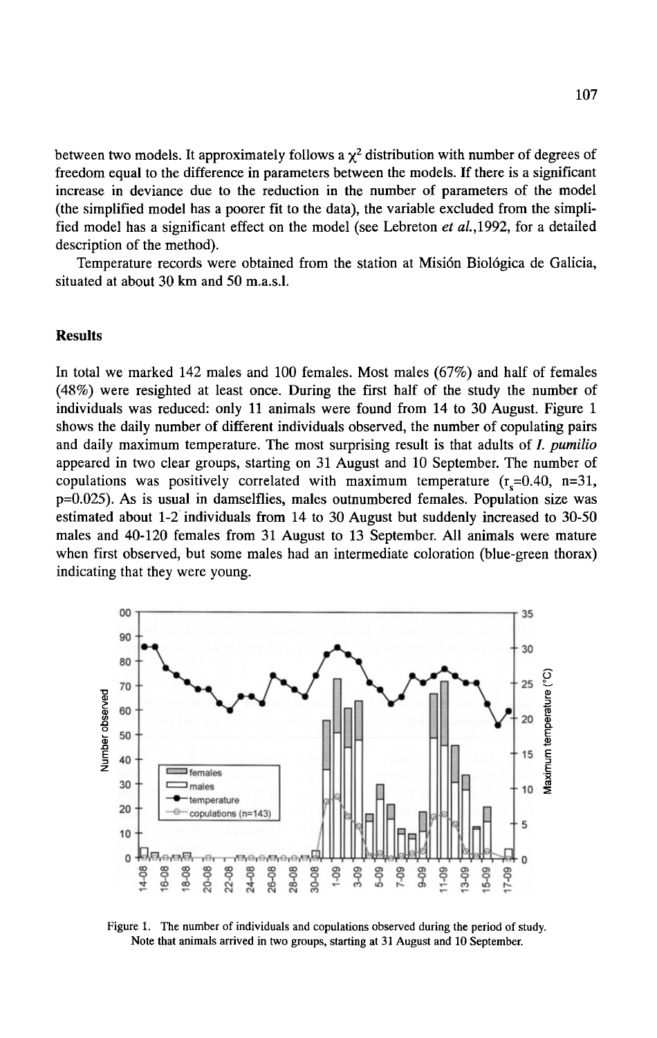between two models. It approximately follows a $\chi^2$ distribution with number of degrees of freedom equal to the difference in parameters between the models. If there is a significant increase in deviance due to the reduction in the number of parameters of the model (the simplified model has a poorer fit to the data), the variable excluded from the simplified model has a significant effect on the model (see Lebreton *et al.*,1992, for a detailed description of the method).

Temperature records were obtained from the station at Misión Biológica de Galicia, situated at about 30 km and 50 m.a.s.l.

## Results

In total we marked 142 males and 100 females. Most males (67%) and half of females (48%) were resighted at least once. During the first half of the study the number of individuals was reduced: only 11 animals were found from 14 to 30 August. Figure 1 shows the daily number of different individuals observed, the number of copulating pairs and daily maximum temperature. The most surprising result is that adults of *I. pumilio* appeared in two clear groups, starting on 31 August and 10 September. The number of copulations was positively correlated with maximum temperature ($r_s$=0.40, n=31, p=0.025). As is usual in damselflies, males outnumbered females. Population size was estimated about 1-2 individuals from 14 to 30 August but suddenly increased to 30-50 males and 40-120 females from 31 August to 13 September. All animals were mature when first observed, but some males had an intermediate coloration (blue-green thorax) indicating that they were young.

Figure 1. The number of individuals and copulations observed during the period of study. Note that animals arrived in two groups, starting at 31 August and 10 September.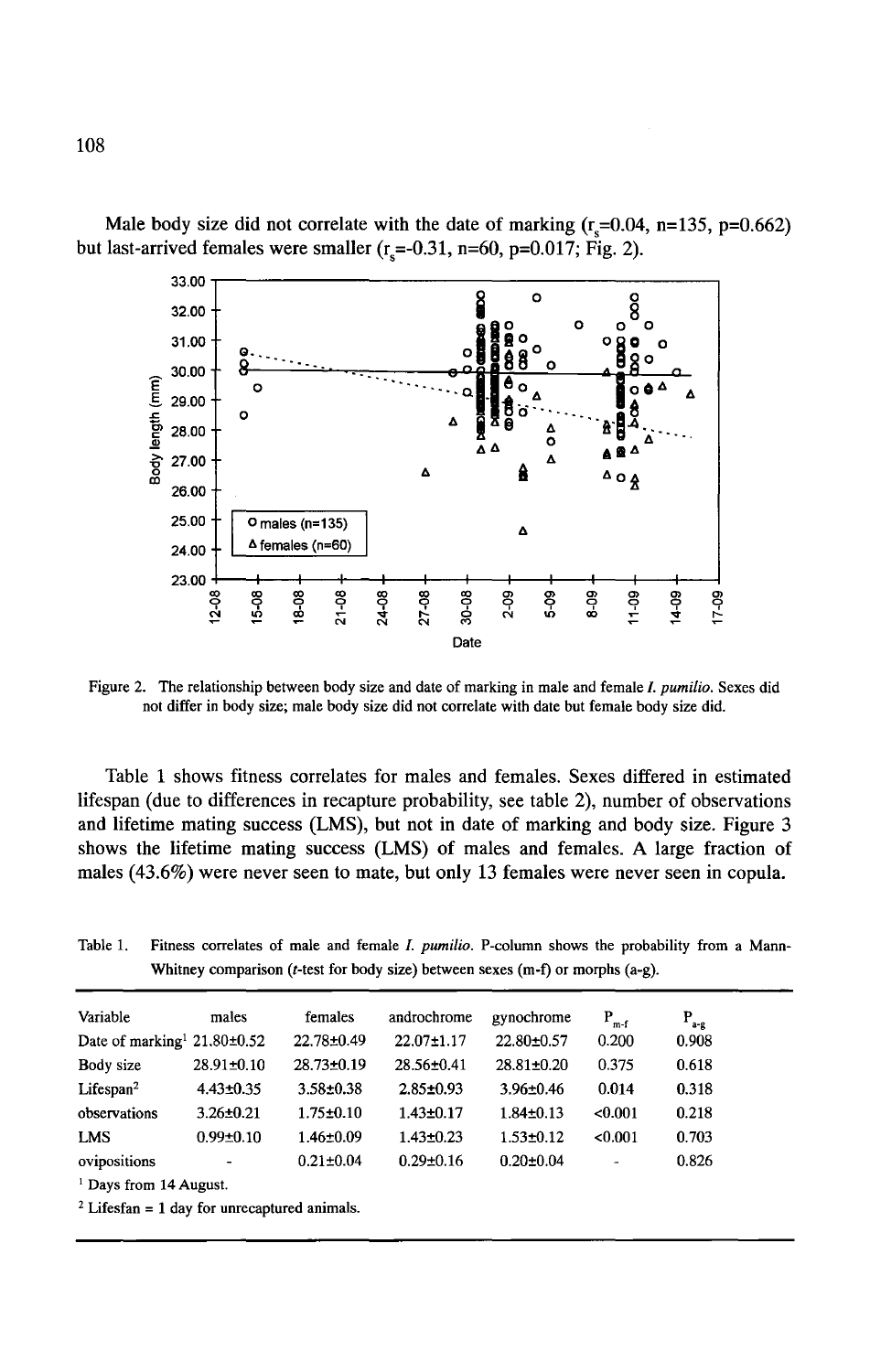Male body size did not correlate with the date of marking ($r_s$=0.04, n=135, p=0.662) but last-arrived females were smaller ($r_s$=-0.31, n=60, p=0.017; Fig. 2).

Figure 2. The relationship between body size and date of marking in male and female *I. pumilio*. Sexes did not differ in body size; male body size did not correlate with date but female body size did.

Table 1 shows fitness correlates for males and females. Sexes differed in estimated lifespan (due to differences in recapture probability, see table 2), number of observations and lifetime mating success (LMS), but not in date of marking and body size. Figure 3 shows the lifetime mating success (LMS) of males and females. A large fraction of males (43.6%) were never seen to mate, but only 13 females were never seen in copula.

Table 1. Fitness correlates of male and female *I. pumilio*. P-column shows the probability from a Mann-Whitney comparison (*t*-test for body size) between sexes (m-f) or morphs (a-g).

| Variable | males | females | androchrome | gynochrome | $P_{m-f}$ | $P_{a-g}$ |
|---|---|---|---|---|---|---|
| Date of marking[1] | 21.80±0.52 | 22.78±0.49 | 22.07±1.17 | 22.80±0.57 | 0.200 | 0.908 |
| Body size | 28.91±0.10 | 28.73±0.19 | 28.56±0.41 | 28.81±0.20 | 0.375 | 0.618 |
| Lifespan[2] | 4.43±0.35 | 3.58±0.38 | 2.85±0.93 | 3.96±0.46 | 0.014 | 0.318 |
| observations | 3.26±0.21 | 1.75±0.10 | 1.43±0.17 | 1.84±0.13 | <0.001 | 0.218 |
| LMS | 0.99±0.10 | 1.46±0.09 | 1.43±0.23 | 1.53±0.12 | <0.001 | 0.703 |
| ovipositions | - | 0.21±0.04 | 0.29±0.16 | 0.20±0.04 | - | 0.826 |

[1] Days from 14 August.

[2] Lifesfan = 1 day for unrecaptured animals.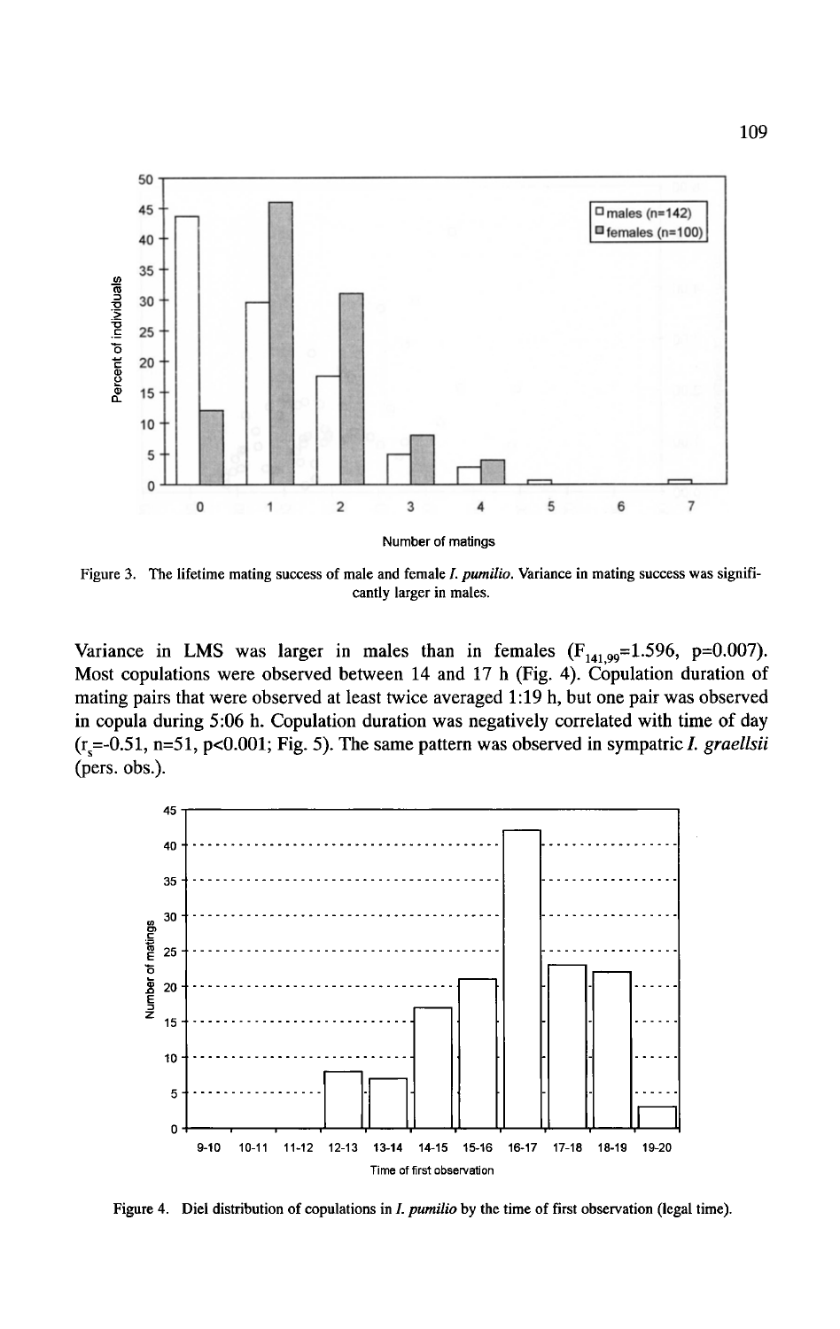Figure 3. The lifetime mating success of male and female *I. pumilio*. Variance in mating success was significantly larger in males.

Variance in LMS was larger in males than in females ($F_{141,99}$=1.596, p=0.007). Most copulations were observed between 14 and 17 h (Fig. 4). Copulation duration of mating pairs that were observed at least twice averaged 1:19 h, but one pair was observed in copula during 5:06 h. Copulation duration was negatively correlated with time of day ($r_s$=-0.51, n=51, p<0.001; Fig. 5). The same pattern was observed in sympatric *I. graellsii* (pers. obs.).

Figure 4. Diel distribution of copulations in *I. pumilio* by the time of first observation (legal time).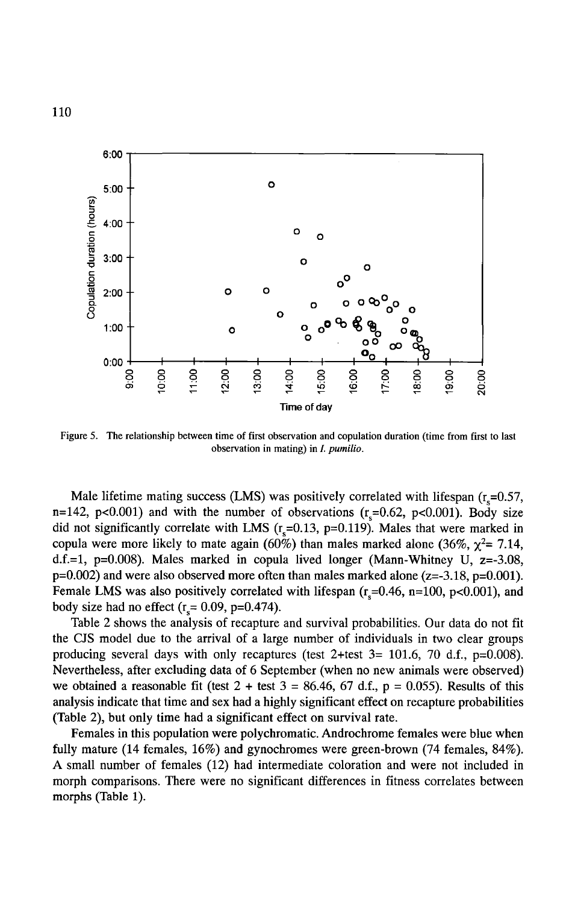Figure 5. The relationship between time of first observation and copulation duration (time from first to last observation in mating) in *I. pumilio*.

Male lifetime mating success (LMS) was positively correlated with lifespan ($r_s$=0.57, n=142, p<0.001) and with the number of observations ($r_s$=0.62, p<0.001). Body size did not significantly correlate with LMS ($r_s$=0.13, p=0.119). Males that were marked in copula were more likely to mate again (60%) than males marked alone (36%, $\chi^2$= 7.14, d.f.=1, p=0.008). Males marked in copula lived longer (Mann-Whitney U, z=-3.08, p=0.002) and were also observed more often than males marked alone (z=-3.18, p=0.001). Female LMS was also positively correlated with lifespan ($r_s$=0.46, n=100, p<0.001), and body size had no effect ($r_s$= 0.09, p=0.474).

Table 2 shows the analysis of recapture and survival probabilities. Our data do not fit the CJS model due to the arrival of a large number of individuals in two clear groups producing several days with only recaptures (test 2+test 3= 101.6, 70 d.f., p=0.008). Nevertheless, after excluding data of 6 September (when no new animals were observed) we obtained a reasonable fit (test 2 + test 3 = 86.46, 67 d.f., p = 0.055). Results of this analysis indicate that time and sex had a highly significant effect on recapture probabilities (Table 2), but only time had a significant effect on survival rate.

Females in this population were polychromatic. Androchrome females were blue when fully mature (14 females, 16%) and gynochromes were green-brown (74 females, 84%). A small number of females (12) had intermediate coloration and were not included in morph comparisons. There were no significant differences in fitness correlates between morphs (Table 1).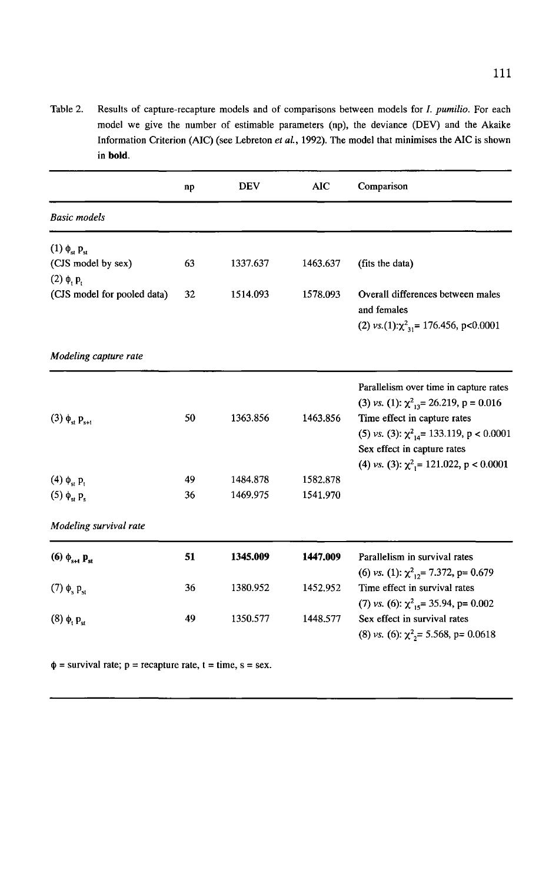Table 2. Results of capture-recapture models and of comparisons between models for *I. pumilio*. For each model we give the number of estimable parameters (np), the deviance (DEV) and the Akaike Information Criterion (AIC) (see Lebreton *et al.*, 1992). The model that minimises the AIC is shown in **bold**.

| | np | DEV | AIC | Comparison |
|---|---|---|---|---|
| *Basic models* | | | | |
| (1) $\phi_{st}$ $p_{st}$ (CJS model by sex) | 63 | 1337.637 | 1463.637 | (fits the data) |
| (2) $\phi_t$ $p_t$ (CJS model for pooled data) | 32 | 1514.093 | 1578.093 | Overall differences between males and females (2) *vs.*(1): $\chi^2_{31}$= 176.456, p<0.0001 |
| *Modeling capture rate* | | | | |
| (3) $\phi_{st}$ $p_{s+t}$ | 50 | 1363.856 | 1463.856 | Parallelism over time in capture rates (3) *vs.* (1): $\chi^2_{13}$= 26.219, p = 0.016; Time effect in capture rates (5) *vs.* (3): $\chi^2_{14}$= 133.119, p < 0.0001; Sex effect in capture rates (4) *vs.* (3): $\chi^2_{1}$= 121.022, p < 0.0001 |
| (4) $\phi_{st}$ $p_t$ | 49 | 1484.878 | 1582.878 | |
| (5) $\phi_{st}$ $p_s$ | 36 | 1469.975 | 1541.970 | |
| *Modeling survival rate* | | | | |
| **(6) $\phi_{s+t}$ $p_{st}$** | **51** | **1345.009** | **1447.009** | Parallelism in survival rates (6) *vs.* (1): $\chi^2_{12}$= 7.372, p= 0.679 |
| (7) $\phi_s$ $p_{st}$ | 36 | 1380.952 | 1452.952 | Time effect in survival rates (7) *vs.* (6): $\chi^2_{15}$= 35.94, p= 0.002 |
| (8) $\phi_t$ $p_{st}$ | 49 | 1350.577 | 1448.577 | Sex effect in survival rates (8) *vs.* (6): $\chi^2_{2}$= 5.568, p= 0.0618 |

$\phi$ = survival rate; p = recapture rate, t = time, s = sex.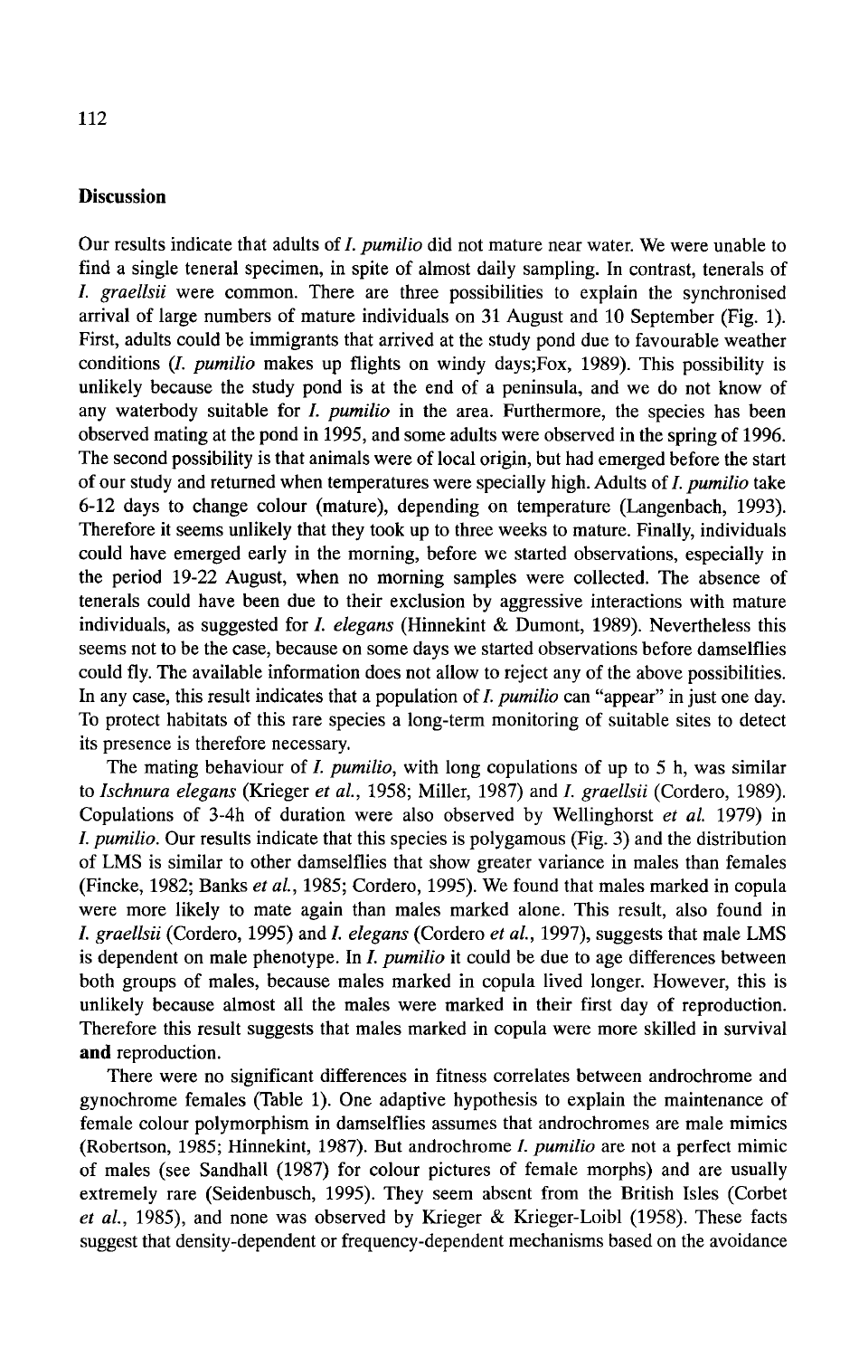## Discussion

Our results indicate that adults of *I. pumilio* did not mature near water. We were unable to find a single teneral specimen, in spite of almost daily sampling. In contrast, tenerals of *I. graellsii* were common. There are three possibilities to explain the synchronised arrival of large numbers of mature individuals on 31 August and 10 September (Fig. 1). First, adults could be immigrants that arrived at the study pond due to favourable weather conditions (*I. pumilio* makes up flights on windy days;Fox, 1989). This possibility is unlikely because the study pond is at the end of a peninsula, and we do not know of any waterbody suitable for *I. pumilio* in the area. Furthermore, the species has been observed mating at the pond in 1995, and some adults were observed in the spring of 1996. The second possibility is that animals were of local origin, but had emerged before the start of our study and returned when temperatures were specially high. Adults of *I. pumilio* take 6-12 days to change colour (mature), depending on temperature (Langenbach, 1993). Therefore it seems unlikely that they took up to three weeks to mature. Finally, individuals could have emerged early in the morning, before we started observations, especially in the period 19-22 August, when no morning samples were collected. The absence of tenerals could have been due to their exclusion by aggressive interactions with mature individuals, as suggested for *I. elegans* (Hinnekint & Dumont, 1989). Nevertheless this seems not to be the case, because on some days we started observations before damselflies could fly. The available information does not allow to reject any of the above possibilities. In any case, this result indicates that a population of *I. pumilio* can "appear" in just one day. To protect habitats of this rare species a long-term monitoring of suitable sites to detect its presence is therefore necessary.

The mating behaviour of *I. pumilio*, with long copulations of up to 5 h, was similar to *Ischnura elegans* (Krieger *et al.*, 1958; Miller, 1987) and *I. graellsii* (Cordero, 1989). Copulations of 3-4h of duration were also observed by Wellinghorst *et al.* 1979) in *I. pumilio*. Our results indicate that this species is polygamous (Fig. 3) and the distribution of LMS is similar to other damselflies that show greater variance in males than females (Fincke, 1982; Banks *et al.*, 1985; Cordero, 1995). We found that males marked in copula were more likely to mate again than males marked alone. This result, also found in *I. graellsii* (Cordero, 1995) and *I. elegans* (Cordero *et al.*, 1997), suggests that male LMS is dependent on male phenotype. In *I. pumilio* it could be due to age differences between both groups of males, because males marked in copula lived longer. However, this is unlikely because almost all the males were marked in their first day of reproduction. Therefore this result suggests that males marked in copula were more skilled in survival **and** reproduction.

There were no significant differences in fitness correlates between androchrome and gynochrome females (Table 1). One adaptive hypothesis to explain the maintenance of female colour polymorphism in damselflies assumes that androchromes are male mimics (Robertson, 1985; Hinnekint, 1987). But androchrome *I. pumilio* are not a perfect mimic of males (see Sandhall (1987) for colour pictures of female morphs) and are usually extremely rare (Seidenbusch, 1995). They seem absent from the British Isles (Corbet *et al.*, 1985), and none was observed by Krieger & Krieger-Loibl (1958). These facts suggest that density-dependent or frequency-dependent mechanisms based on the avoidance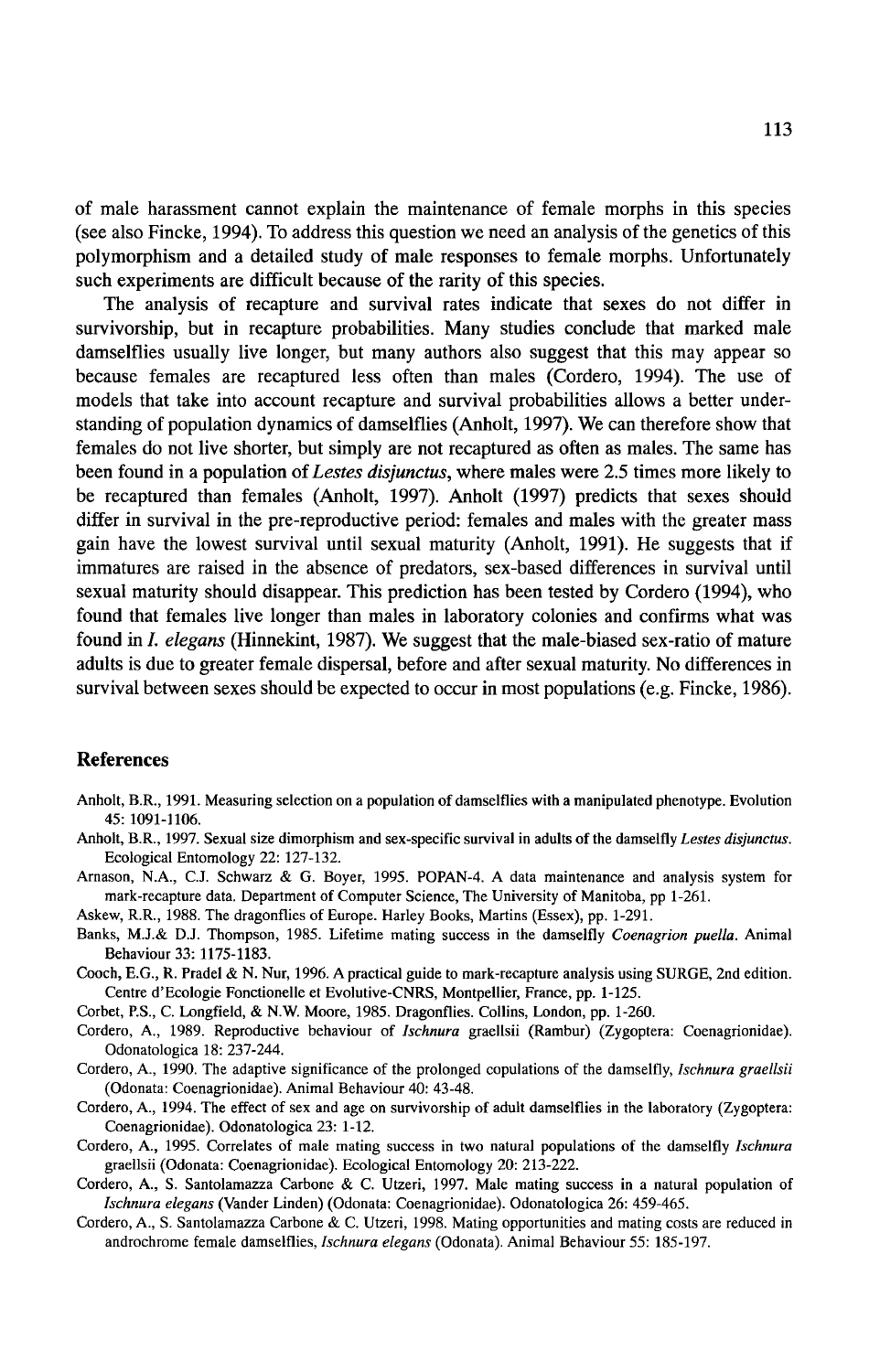of male harassment cannot explain the maintenance of female morphs in this species (see also Fincke, 1994). To address this question we need an analysis of the genetics of this polymorphism and a detailed study of male responses to female morphs. Unfortunately such experiments are difficult because of the rarity of this species.

The analysis of recapture and survival rates indicate that sexes do not differ in survivorship, but in recapture probabilities. Many studies conclude that marked male damselflies usually live longer, but many authors also suggest that this may appear so because females are recaptured less often than males (Cordero, 1994). The use of models that take into account recapture and survival probabilities allows a better understanding of population dynamics of damselflies (Anholt, 1997). We can therefore show that females do not live shorter, but simply are not recaptured as often as males. The same has been found in a population of *Lestes disjunctus*, where males were 2.5 times more likely to be recaptured than females (Anholt, 1997). Anholt (1997) predicts that sexes should differ in survival in the pre-reproductive period: females and males with the greater mass gain have the lowest survival until sexual maturity (Anholt, 1991). He suggests that if immatures are raised in the absence of predators, sex-based differences in survival until sexual maturity should disappear. This prediction has been tested by Cordero (1994), who found that females live longer than males in laboratory colonies and confirms what was found in *I. elegans* (Hinnekint, 1987). We suggest that the male-biased sex-ratio of mature adults is due to greater female dispersal, before and after sexual maturity. No differences in survival between sexes should be expected to occur in most populations (e.g. Fincke, 1986).

## References

Anholt, B.R., 1991. Measuring selection on a population of damselflies with a manipulated phenotype. Evolution 45: 1091-1106.

Anholt, B.R., 1997. Sexual size dimorphism and sex-specific survival in adults of the damselfly *Lestes disjunctus*. Ecological Entomology 22: 127-132.

Arnason, N.A., C.J. Schwarz & G. Boyer, 1995. POPAN-4. A data maintenance and analysis system for mark-recapture data. Department of Computer Science, The University of Manitoba, pp 1-261.

Askew, R.R., 1988. The dragonflies of Europe. Harley Books, Martins (Essex), pp. 1-291.

Banks, M.J.& D.J. Thompson, 1985. Lifetime mating success in the damselfly *Coenagrion puella*. Animal Behaviour 33: 1175-1183.

Cooch, E.G., R. Pradel & N. Nur, 1996. A practical guide to mark-recapture analysis using SURGE, 2nd edition. Centre d'Ecologie Fonctionelle et Evolutive-CNRS, Montpellier, France, pp. 1-125.

Corbet, P.S., C. Longfield, & N.W. Moore, 1985. Dragonflies. Collins, London, pp. 1-260.

Cordero, A., 1989. Reproductive behaviour of *Ischnura* graellsii (Rambur) (Zygoptera: Coenagrionidae). Odonatologica 18: 237-244.

Cordero, A., 1990. The adaptive significance of the prolonged copulations of the damselfly, *Ischnura graellsii* (Odonata: Coenagrionidae). Animal Behaviour 40: 43-48.

Cordero, A., 1994. The effect of sex and age on survivorship of adult damselflies in the laboratory (Zygoptera: Coenagrionidae). Odonatologica 23: 1-12.

Cordero, A., 1995. Correlates of male mating success in two natural populations of the damselfly *Ischnura* graellsii (Odonata: Coenagrionidae). Ecological Entomology 20: 213-222.

Cordero, A., S. Santolamazza Carbone & C. Utzeri, 1997. Male mating success in a natural population of *Ischnura elegans* (Vander Linden) (Odonata: Coenagrionidae). Odonatologica 26: 459-465.

Cordero, A., S. Santolamazza Carbone & C. Utzeri, 1998. Mating opportunities and mating costs are reduced in androchrome female damselflies, *Ischnura elegans* (Odonata). Animal Behaviour 55: 185-197.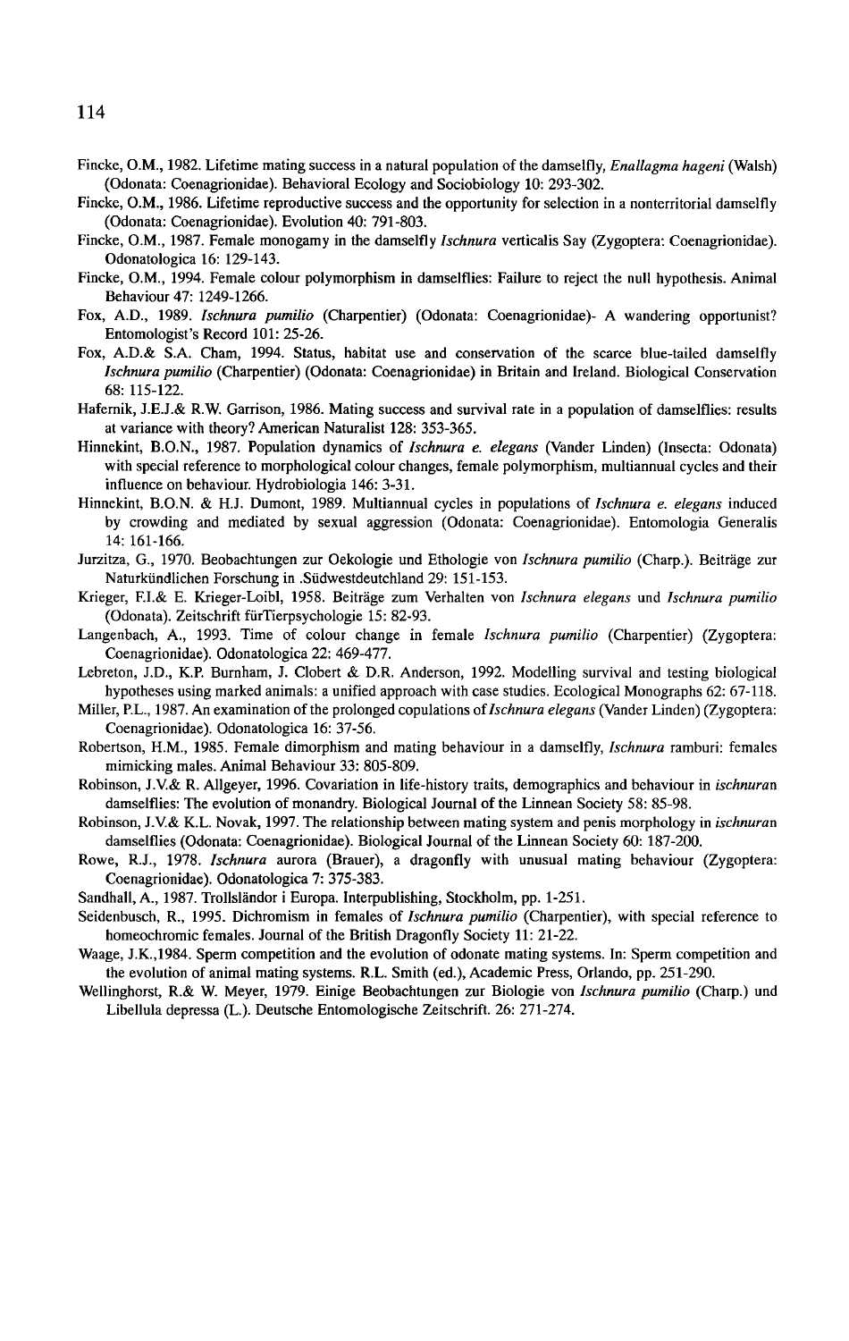Fincke, O.M., 1982. Lifetime mating success in a natural population of the damselfly, *Enallagma hageni* (Walsh) (Odonata: Coenagrionidae). Behavioral Ecology and Sociobiology 10: 293-302.

Fincke, O.M., 1986. Lifetime reproductive success and the opportunity for selection in a nonterritorial damselfly (Odonata: Coenagrionidae). Evolution 40: 791-803.

Fincke, O.M., 1987. Female monogamy in the damselfly *Ischnura* verticalis Say (Zygoptera: Coenagrionidae). Odonatologica 16: 129-143.

Fincke, O.M., 1994. Female colour polymorphism in damselflies: Failure to reject the null hypothesis. Animal Behaviour 47: 1249-1266.

Fox, A.D., 1989. *Ischnura pumilio* (Charpentier) (Odonata: Coenagrionidae)- A wandering opportunist? Entomologist's Record 101: 25-26.

Fox, A.D.& S.A. Cham, 1994. Status, habitat use and conservation of the scarce blue-tailed damselfly *Ischnura pumilio* (Charpentier) (Odonata: Coenagrionidae) in Britain and Ireland. Biological Conservation 68: 115-122.

Hafernik, J.E.J.& R.W. Garrison, 1986. Mating success and survival rate in a population of damselflies: results at variance with theory? American Naturalist 128: 353-365.

Hinnekint, B.O.N., 1987. Population dynamics of *Ischnura e. elegans* (Vander Linden) (Insecta: Odonata) with special reference to morphological colour changes, female polymorphism, multiannual cycles and their influence on behaviour. Hydrobiologia 146: 3-31.

Hinnekint, B.O.N. & H.J. Dumont, 1989. Multiannual cycles in populations of *Ischnura e. elegans* induced by crowding and mediated by sexual aggression (Odonata: Coenagrionidae). Entomologia Generalis 14: 161-166.

Jurzitza, G., 1970. Beobachtungen zur Oekologie und Ethologie von *Ischnura pumilio* (Charp.). Beiträge zur Naturkündlichen Forschung in .Südwestdeutchland 29: 151-153.

Krieger, F.I.& E. Krieger-Loibl, 1958. Beiträge zum Verhalten von *Ischnura elegans* und *Ischnura pumilio* (Odonata). Zeitschrift fürTierpsychologie 15: 82-93.

Langenbach, A., 1993. Time of colour change in female *Ischnura pumilio* (Charpentier) (Zygoptera: Coenagrionidae). Odonatologica 22: 469-477.

Lebreton, J.D., K.P. Burnham, J. Clobert & D.R. Anderson, 1992. Modelling survival and testing biological hypotheses using marked animals: a unified approach with case studies. Ecological Monographs 62: 67-118.

Miller, P.L., 1987. An examination of the prolonged copulations of *Ischnura elegans* (Vander Linden) (Zygoptera: Coenagrionidae). Odonatologica 16: 37-56.

Robertson, H.M., 1985. Female dimorphism and mating behaviour in a damselfly, *Ischnura* ramburi: females mimicking males. Animal Behaviour 33: 805-809.

Robinson, J.V.& R. Allgeyer, 1996. Covariation in life-history traits, demographics and behaviour in *ischnuran* damselflies: The evolution of monandry. Biological Journal of the Linnean Society 58: 85-98.

Robinson, J.V.& K.L. Novak, 1997. The relationship between mating system and penis morphology in *ischnuran* damselflies (Odonata: Coenagrionidae). Biological Journal of the Linnean Society 60: 187-200.

Rowe, R.J., 1978. *Ischnura* aurora (Brauer), a dragonfly with unusual mating behaviour (Zygoptera: Coenagrionidae). Odonatologica 7: 375-383.

Sandhall, A., 1987. Trollsländor i Europa. Interpublishing, Stockholm, pp. 1-251.

Seidenbusch, R., 1995. Dichromism in females of *Ischnura pumilio* (Charpentier), with special reference to homeochromic females. Journal of the British Dragonfly Society 11: 21-22.

Waage, J.K.,1984. Sperm competition and the evolution of odonate mating systems. In: Sperm competition and the evolution of animal mating systems. R.L. Smith (ed.), Academic Press, Orlando, pp. 251-290.

Wellinghorst, R.& W. Meyer, 1979. Einige Beobachtungen zur Biologie von *Ischnura pumilio* (Charp.) und Libellula depressa (L.). Deutsche Entomologische Zeitschrift. 26: 271-274.